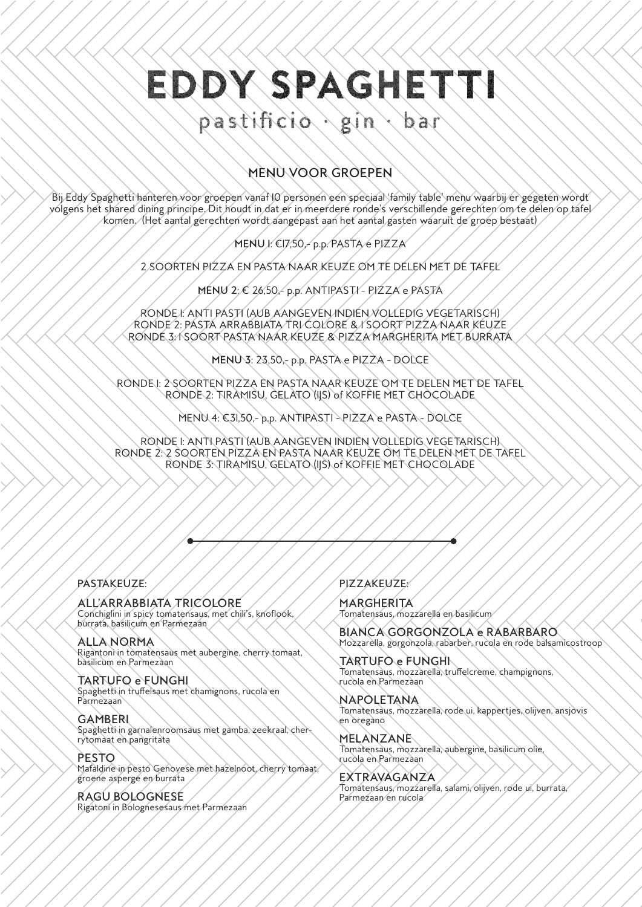# EDDY SPAGHETTI

pastificio · gin · bar

## MENU VOOR GROEPEN

Bij Eddy Spaghetti hanteren voor groepen vanaf 10 personen een speciaal 'family table' menu waarbij er gegeten wordt volgens het shared dining principe. Dit houdt in dat er in meerdere ronde's verschillende gerechten om te delen op tafel komen. (Het aantal gerechten wordt aangepast aan het aantal gasten waaruit de groep bestaat)

**MENU 1**: €17,50,- p.p. PASTA e PIZZA

2 SOORTEN PIZZA EN PASTA NAAR KEUZE OM TE DELEN MET DE TAFEL

**MENU 2**: € 26,50,- p.p. ANTIPASTI - PIZZA e PASTA

RONDE 1: ANTI PASTI (AUB AANGEVEN INDIEN VOLLEDIG VEGETARISCH)
RONDE 2: PASTA ARRABBIATA TRI COLORE & 1 SOORT PIZZA NAAR KEUZE
RONDE 3: 1 SOORT PASTA NAAR KEUZE & PIZZA MARGHERITA MET BURRATA

**MENU 3**: 23,50,- p.p. PASTA e PIZZA - DOLCE

RONDE 1: 2 SOORTEN PIZZA EN PASTA NAAR KEUZE OM TE DELEN MET DE TAFEL
RONDE 2: TIRAMISU, GELATO (IJS) of KOFFIE MET CHOCOLADE

MENU 4: €31,50,- p.p. ANTIPASTI - PIZZA e PASTA - DOLCE

RONDE 1: ANTI PASTI (AUB AANGEVEN INDIEN VOLLEDIG VEGETARISCH)
RONDE 2: 2 SOORTEN PIZZA EN PASTA NAAR KEUZE OM TE DELEN MET DE TAFEL
RONDE 3: TIRAMISU, GELATO (IJS) of KOFFIE MET CHOCOLADE

---

PASTAKEUZE:

### ALL'ARRABBIATA TRICOLORE
Conchiglini in spicy tomatensaus, met chili's, knoflook, burrata, basilicum en Parmezaan

### ALLA NORMA
Rigantoni in tomatensaus met aubergine, cherry tomaat, basilicum en Parmezaan

### TARTUFO e FUNGHI
Spaghetti in truffelsaus met chamignons, rucola en Parmezaan

### GAMBERI
Spaghetti in garnalenroomsaus met gamba, zeekraal, cherrytomaat en pangritata

### PESTO
Mafaldine in pesto Genovese met hazelnoot, cherry tomaat, groene asperge en burrata

### RAGU BOLOGNESE
Rigatoni in Bolognesesaus met Parmezaan

PIZZAKEUZE:

### MARGHERITA
Tomatensaus, mozzarella en basilicum

### BIANCA GORGONZOLA e RABARBARO
Mozzarella, gorgonzola, rabarber, rucola en rode balsamicostroop

### TARTUFO e FUNGHI
Tomatensaus, mozzarella, truffelcreme, champignons, rucola en Parmezaan

### NAPOLETANA
Tomatensaus, mozzarella, rode ui, kappertjes, olijven, ansjovis en oregano

### MELANZANE
Tomatensaus, mozzarella, aubergine, basilicum olie, rucola en Parmezaan

### EXTRAVAGANZA
Tomatensaus, mozzarella, salami, olijven, rode ui, burrata, Parmezaan en rucola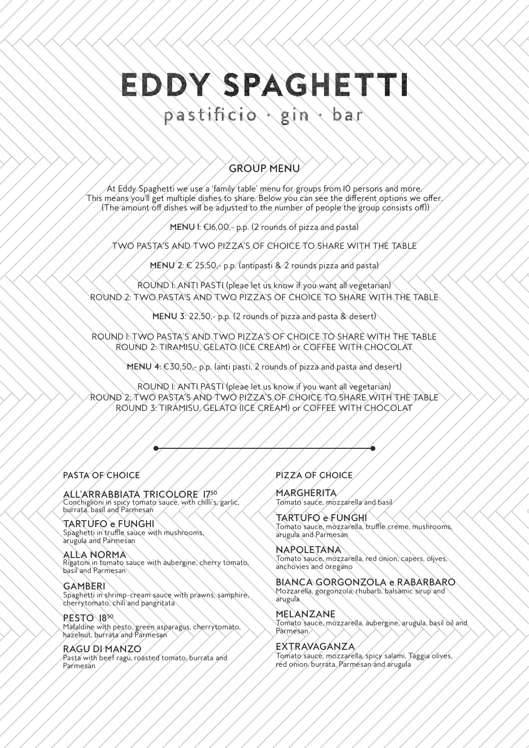# EDDY SPAGHETTI

pastificio · gin · bar

## GROUP MENU

At Eddy Spaghetti we use a 'family table' menu for groups from 10 persons and more.
This means you'll get multiple dishes to share. Below you can see the different options we offer.
(The amount off dishes will be adjusted to the number of people the group consists off))

**MENU 1**: €16,00,- p.p. (2 rounds of pizza and pasta)

TWO PASTA'S AND TWO PIZZA'S OF CHOICE TO SHARE WITH THE TABLE

**MENU 2**: € 25,50,- p.p. (antipasti & 2 rounds pizza and pasta)

ROUND 1: ANTI PASTI (pleae let us know if you want all vegetarian)
ROUND 2: TWO PASTA'S AND TWO PIZZA'S OF CHOICE TO SHARE WITH THE TABLE

**MENU 3**: 22,50,- p.p. (2 rounds of pizza and pasta & desert)

ROUND 1: TWO PASTA'S AND TWO PIZZA'S OF CHOICE TO SHARE WITH THE TABLE
ROUND 2: TIRAMISU, GELATO (ICE CREAM) or COFFEE WITH CHOCOLAT

**MENU 4**: €30,50,- p.p. (anti pasti, 2 rounds of pizza and pasta and desert)

ROUND 1: ANTI PASTI (pleae let us know if you want all vegetarian)
ROUND 2: TWO PASTA'S AND TWO PIZZA'S OF CHOICE TO SHARE WITH THE TABLE
ROUND 3: TIRAMISU, GELATO (ICE CREAM) or COFFEE WITH CHOCOLAT

---

### PASTA OF CHOICE

**ALL'ARRABBIATA TRICOLORE 17,50**
Conchiglioni in spicy tomato sauce, with chilli's, garlic, burrata, basil and Parmesan

**TARTUFO e FUNGHI**
Spaghetti in truffle sauce with mushrooms, arugula and Parmesan

**ALLA NORMA**
Rigatoni in tomato sauce with aubergine, cherry tomato, basil and Parmesan

**GAMBERI**
Spaghetti in shrimp-cream sauce with prawns, samphire, cherrytomato, chili and pangritata

**PESTO 18,50**
Mafaldine with pesto, green asparagus, cherrytomato, hazelnut, burrata and Parmesan

**RAGU DI MANZO**
Pasta with beef ragu, roasted tomato, burrata and Parmesan

### PIZZA OF CHOICE

**MARGHERITA**
Tomato sauce, mozzarella and basil

**TARTUFO e FUNGHI**
Tomato sauce, mozzarella, truffle creme, mushrooms, arugula and Parmesan

**NAPOLETANA**
Tomato sauce, mozzarella, red onion, capers, olives, anchovies and oregano

**BIANCA GORGONZOLA e RABARBARO**
Mozzarella, gorgonzola, rhubarb, balsamic sirup and arugula

**MELANZANE**
Tomato sauce, mozzarella, aubergine, arugula, basil oil and Parmesan

**EXTRAVAGANZA**
Tomato sauce, mozzarella, spicy salami, Taggia olives, red onion, burrata, Parmesan and arugula